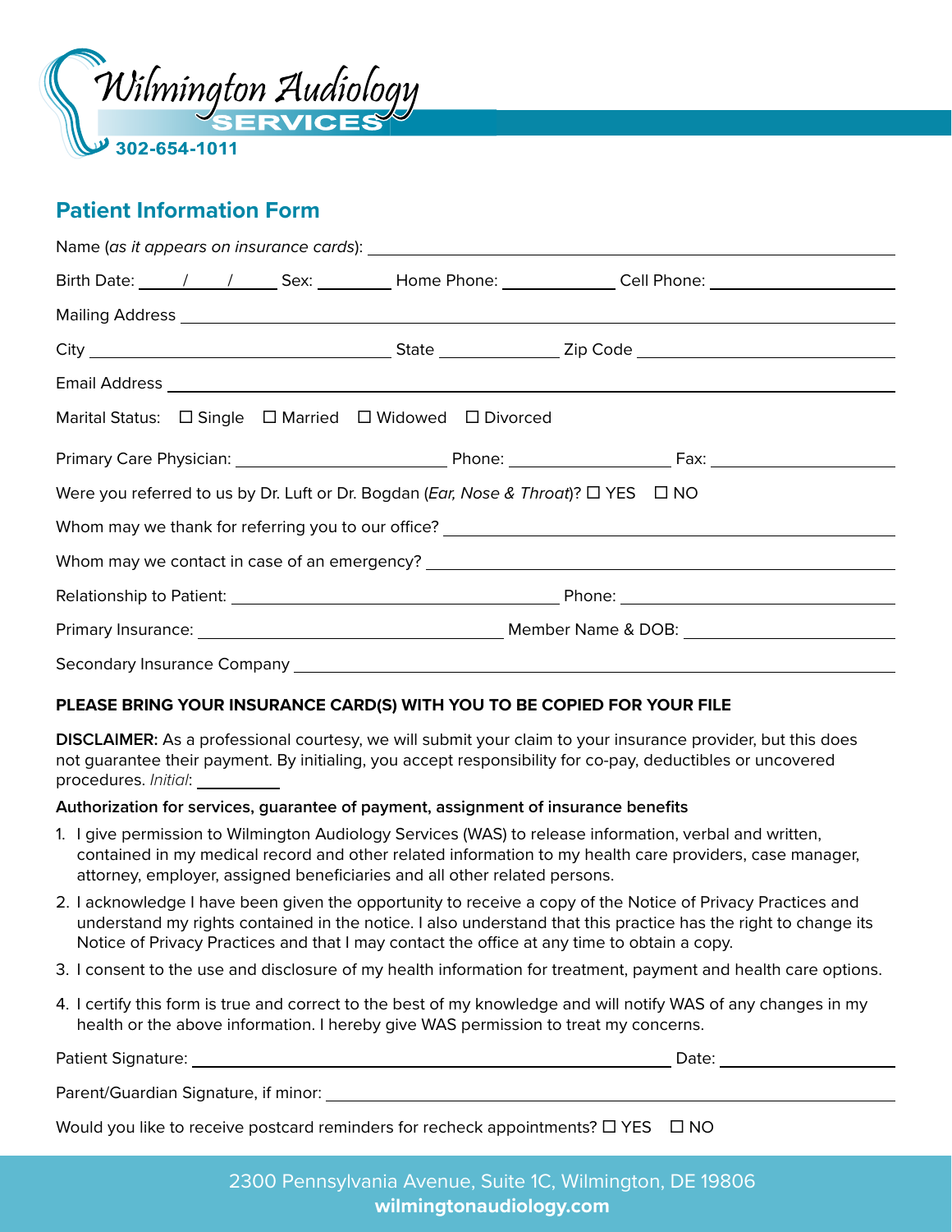Wilmington Audiology SERVICES

302-654-1011

## Patient Information Form

Name (*as it appears on insurance cards*): ______________________________

Birth Date: ____/____/____ Sex: ________ Home Phone: ____________ Cell Phone: ____________

Mailing Address ______________________________

City ____________________ State __________ Zip Code ____________

Email Address ______________________________

Marital Status: ☐ Single ☐ Married ☐ Widowed ☐ Divorced

Primary Care Physician: ____________ Phone: ____________ Fax: ____________

Were you referred to us by Dr. Luft or Dr. Bogdan (*Ear, Nose & Throat*)? ☐ YES ☐ NO

Whom may we thank for referring you to our office? ______________________________

Whom may we contact in case of an emergency? ______________________________

Relationship to Patient: ____________________ Phone: ____________

Primary Insurance: ____________________ Member Name & DOB: ____________

Secondary Insurance Company ______________________________

**PLEASE BRING YOUR INSURANCE CARD(S) WITH YOU TO BE COPIED FOR YOUR FILE**

**DISCLAIMER:** As a professional courtesy, we will submit your claim to your insurance provider, but this does not guarantee their payment. By initialing, you accept responsibility for co-pay, deductibles or uncovered procedures. *Initial*: ________

**Authorization for services, guarantee of payment, assignment of insurance benefits**

1. I give permission to Wilmington Audiology Services (WAS) to release information, verbal and written, contained in my medical record and other related information to my health care providers, case manager, attorney, employer, assigned beneficiaries and all other related persons.
2. I acknowledge I have been given the opportunity to receive a copy of the Notice of Privacy Practices and understand my rights contained in the notice. I also understand that this practice has the right to change its Notice of Privacy Practices and that I may contact the office at any time to obtain a copy.
3. I consent to the use and disclosure of my health information for treatment, payment and health care options.
4. I certify this form is true and correct to the best of my knowledge and will notify WAS of any changes in my health or the above information. I hereby give WAS permission to treat my concerns.

Patient Signature: ______________________________ Date: ____________

Parent/Guardian Signature, if minor: ______________________________

Would you like to receive postcard reminders for recheck appointments? ☐ YES ☐ NO

2300 Pennsylvania Avenue, Suite 1C, Wilmington, DE 19806
**wilmingtonaudiology.com**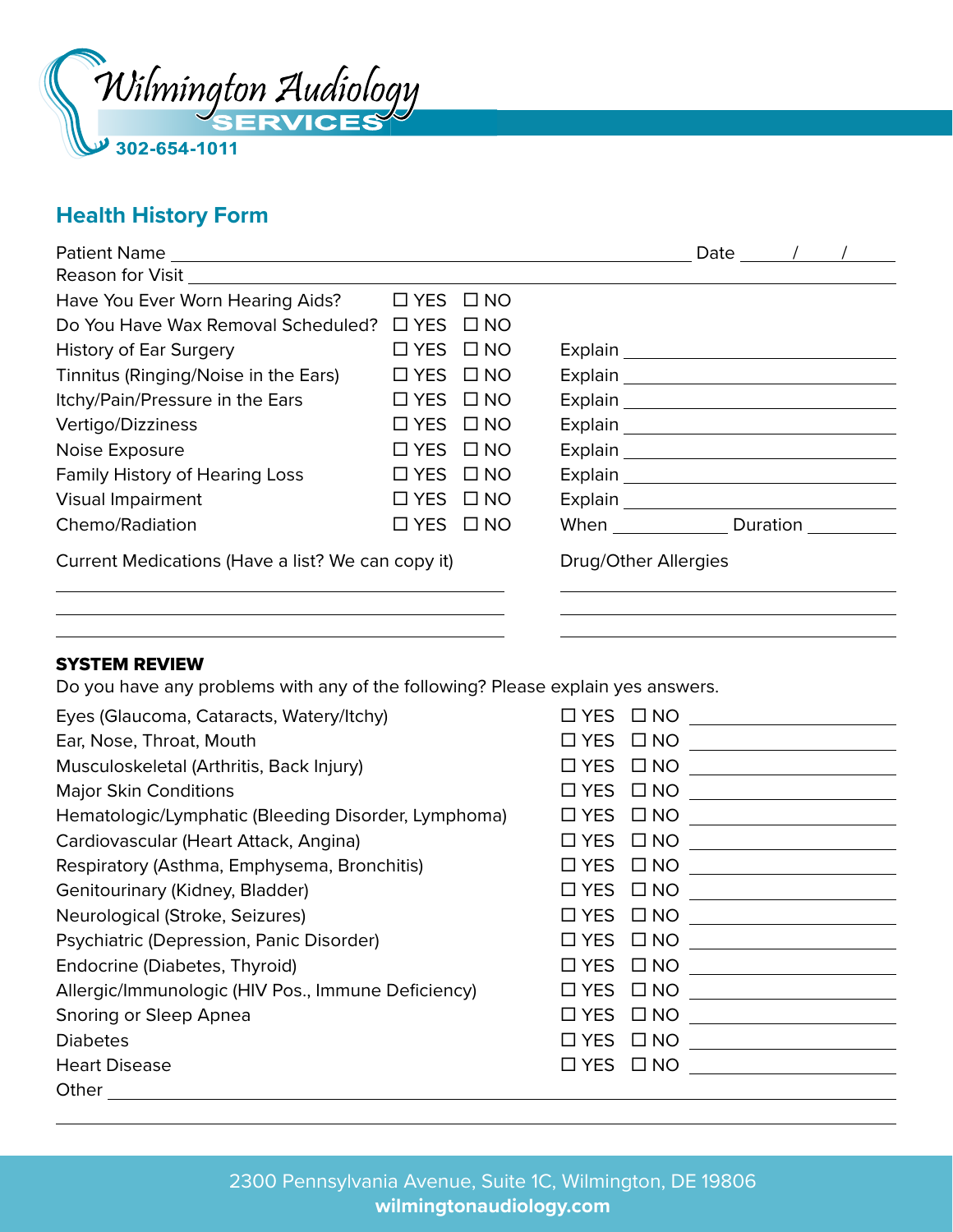Wilmington Audiology SERVICES

302-654-1011

## Health History Form

Patient Name ______________________________ Date ____/____/____

Reason for Visit ______________________________

| | | | |
|---|---|---|---|
| Have You Ever Worn Hearing Aids? | ☐ YES | ☐ NO | |
| Do You Have Wax Removal Scheduled? | ☐ YES | ☐ NO | |
| History of Ear Surgery | ☐ YES | ☐ NO | Explain ____________ |
| Tinnitus (Ringing/Noise in the Ears) | ☐ YES | ☐ NO | Explain ____________ |
| Itchy/Pain/Pressure in the Ears | ☐ YES | ☐ NO | Explain ____________ |
| Vertigo/Dizziness | ☐ YES | ☐ NO | Explain ____________ |
| Noise Exposure | ☐ YES | ☐ NO | Explain ____________ |
| Family History of Hearing Loss | ☐ YES | ☐ NO | Explain ____________ |
| Visual Impairment | ☐ YES | ☐ NO | Explain ____________ |
| Chemo/Radiation | ☐ YES | ☐ NO | When ________ Duration ________ |

Current Medications (Have a list? We can copy it)

______________________________

______________________________

______________________________

Drug/Other Allergies

______________________________

______________________________

______________________________

### SYSTEM REVIEW

Do you have any problems with any of the following? Please explain yes answers.

| | | | |
|---|---|---|---|
| Eyes (Glaucoma, Cataracts, Watery/Itchy) | ☐ YES | ☐ NO | ____________ |
| Ear, Nose, Throat, Mouth | ☐ YES | ☐ NO | ____________ |
| Musculoskeletal (Arthritis, Back Injury) | ☐ YES | ☐ NO | ____________ |
| Major Skin Conditions | ☐ YES | ☐ NO | ____________ |
| Hematologic/Lymphatic (Bleeding Disorder, Lymphoma) | ☐ YES | ☐ NO | ____________ |
| Cardiovascular (Heart Attack, Angina) | ☐ YES | ☐ NO | ____________ |
| Respiratory (Asthma, Emphysema, Bronchitis) | ☐ YES | ☐ NO | ____________ |
| Genitourinary (Kidney, Bladder) | ☐ YES | ☐ NO | ____________ |
| Neurological (Stroke, Seizures) | ☐ YES | ☐ NO | ____________ |
| Psychiatric (Depression, Panic Disorder) | ☐ YES | ☐ NO | ____________ |
| Endocrine (Diabetes, Thyroid) | ☐ YES | ☐ NO | ____________ |
| Allergic/Immunologic (HIV Pos., Immune Deficiency) | ☐ YES | ☐ NO | ____________ |
| Snoring or Sleep Apnea | ☐ YES | ☐ NO | ____________ |
| Diabetes | ☐ YES | ☐ NO | ____________ |
| Heart Disease | ☐ YES | ☐ NO | ____________ |

Other ______________________________

______________________________

2300 Pennsylvania Avenue, Suite 1C, Wilmington, DE 19806

**wilmingtonaudiology.com**